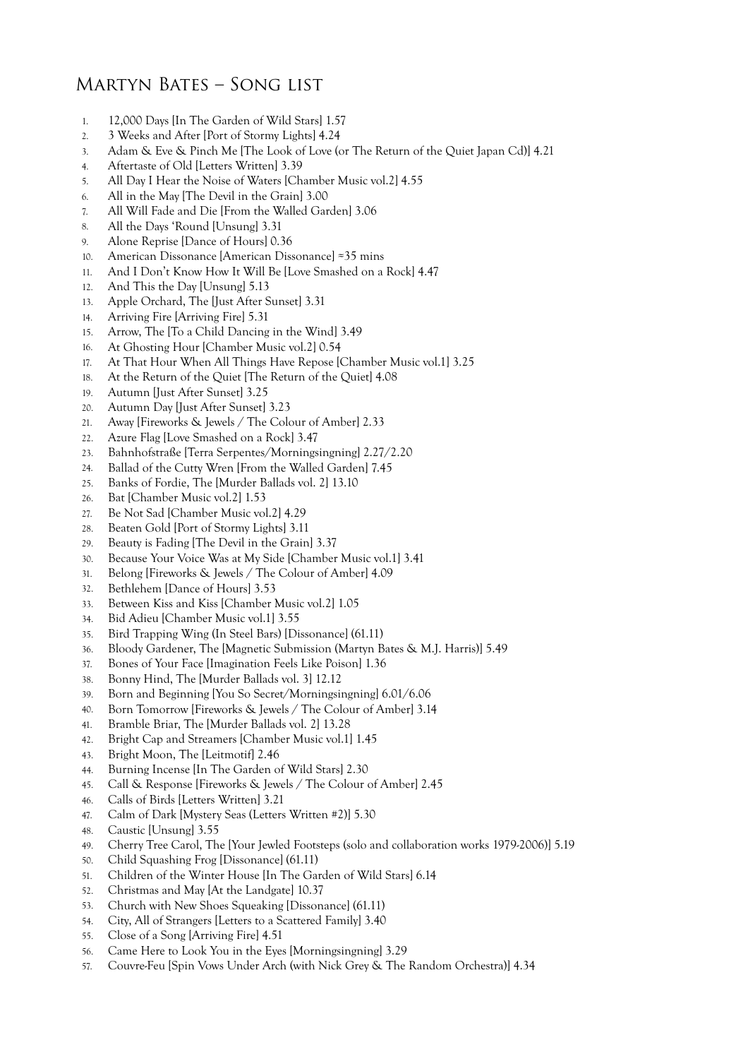# Martyn Bates – Song list

1. 12,000 Days [In The Garden of Wild Stars] 1.57
2. 3 Weeks and After [Port of Stormy Lights] 4.24
3. Adam & Eve & Pinch Me [The Look of Love (or The Return of the Quiet Japan Cd)] 4.21
4. Aftertaste of Old [Letters Written] 3.39
5. All Day I Hear the Noise of Waters [Chamber Music vol.2] 4.55
6. All in the May [The Devil in the Grain] 3.00
7. All Will Fade and Die [From the Walled Garden] 3.06
8. All the Days 'Round [Unsung] 3.31
9. Alone Reprise [Dance of Hours] 0.36
10. American Dissonance [American Dissonance] ≈35 mins
11. And I Don't Know How It Will Be [Love Smashed on a Rock] 4.47
12. And This the Day [Unsung] 5.13
13. Apple Orchard, The [Just After Sunset] 3.31
14. Arriving Fire [Arriving Fire] 5.31
15. Arrow, The [To a Child Dancing in the Wind] 3.49
16. At Ghosting Hour [Chamber Music vol.2] 0.54
17. At That Hour When All Things Have Repose [Chamber Music vol.1] 3.25
18. At the Return of the Quiet [The Return of the Quiet] 4.08
19. Autumn [Just After Sunset] 3.25
20. Autumn Day [Just After Sunset] 3.23
21. Away [Fireworks & Jewels / The Colour of Amber] 2.33
22. Azure Flag [Love Smashed on a Rock] 3.47
23. Bahnhofstraße [Terra Serpentes/Morningsingning] 2.27/2.20
24. Ballad of the Cutty Wren [From the Walled Garden] 7.45
25. Banks of Fordie, The [Murder Ballads vol. 2] 13.10
26. Bat [Chamber Music vol.2] 1.53
27. Be Not Sad [Chamber Music vol.2] 4.29
28. Beaten Gold [Port of Stormy Lights] 3.11
29. Beauty is Fading [The Devil in the Grain] 3.37
30. Because Your Voice Was at My Side [Chamber Music vol.1] 3.41
31. Belong [Fireworks & Jewels / The Colour of Amber] 4.09
32. Bethlehem [Dance of Hours] 3.53
33. Between Kiss and Kiss [Chamber Music vol.2] 1.05
34. Bid Adieu [Chamber Music vol.1] 3.55
35. Bird Trapping Wing (In Steel Bars) [Dissonance] (61.11)
36. Bloody Gardener, The [Magnetic Submission (Martyn Bates & M.J. Harris)] 5.49
37. Bones of Your Face [Imagination Feels Like Poison] 1.36
38. Bonny Hind, The [Murder Ballads vol. 3] 12.12
39. Born and Beginning [You So Secret/Morningsingning] 6.01/6.06
40. Born Tomorrow [Fireworks & Jewels / The Colour of Amber] 3.14
41. Bramble Briar, The [Murder Ballads vol. 2] 13.28
42. Bright Cap and Streamers [Chamber Music vol.1] 1.45
43. Bright Moon, The [Leitmotif] 2.46
44. Burning Incense [In The Garden of Wild Stars] 2.30
45. Call & Response [Fireworks & Jewels / The Colour of Amber] 2.45
46. Calls of Birds [Letters Written] 3.21
47. Calm of Dark [Mystery Seas (Letters Written #2)] 5.30
48. Caustic [Unsung] 3.55
49. Cherry Tree Carol, The [Your Jewled Footsteps (solo and collaboration works 1979-2006)] 5.19
50. Child Squashing Frog [Dissonance] (61.11)
51. Children of the Winter House [In The Garden of Wild Stars] 6.14
52. Christmas and May [At the Landgate] 10.37
53. Church with New Shoes Squeaking [Dissonance] (61.11)
54. City, All of Strangers [Letters to a Scattered Family] 3.40
55. Close of a Song [Arriving Fire] 4.51
56. Came Here to Look You in the Eyes [Morningsingning] 3.29
57. Couvre-Feu [Spin Vows Under Arch (with Nick Grey & The Random Orchestra)] 4.34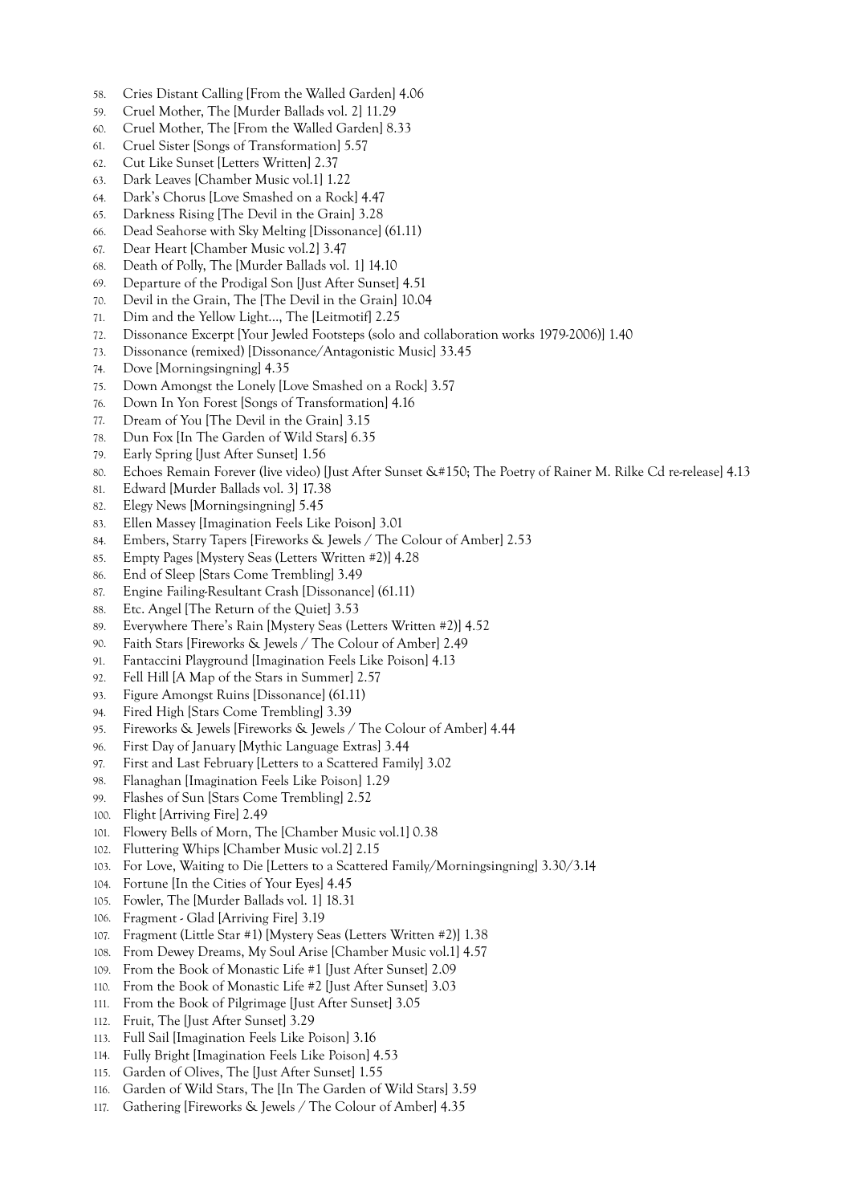58. Cries Distant Calling [From the Walled Garden] 4.06
59. Cruel Mother, The [Murder Ballads vol. 2] 11.29
60. Cruel Mother, The [From the Walled Garden] 8.33
61. Cruel Sister [Songs of Transformation] 5.57
62. Cut Like Sunset [Letters Written] 2.37
63. Dark Leaves [Chamber Music vol.1] 1.22
64. Dark's Chorus [Love Smashed on a Rock] 4.47
65. Darkness Rising [The Devil in the Grain] 3.28
66. Dead Seahorse with Sky Melting [Dissonance] (61.11)
67. Dear Heart [Chamber Music vol.2] 3.47
68. Death of Polly, The [Murder Ballads vol. 1] 14.10
69. Departure of the Prodigal Son [Just After Sunset] 4.51
70. Devil in the Grain, The [The Devil in the Grain] 10.04
71. Dim and the Yellow Light..., The [Leitmotif] 2.25
72. Dissonance Excerpt [Your Jewled Footsteps (solo and collaboration works 1979-2006)] 1.40
73. Dissonance (remixed) [Dissonance/Antagonistic Music] 33.45
74. Dove [Morningsingning] 4.35
75. Down Amongst the Lonely [Love Smashed on a Rock] 3.57
76. Down In Yon Forest [Songs of Transformation] 4.16
77. Dream of You [The Devil in the Grain] 3.15
78. Dun Fox [In The Garden of Wild Stars] 6.35
79. Early Spring [Just After Sunset] 1.56
80. Echoes Remain Forever (live video) [Just After Sunset &#150; The Poetry of Rainer M. Rilke Cd re-release] 4.13
81. Edward [Murder Ballads vol. 3] 17.38
82. Elegy News [Morningsingning] 5.45
83. Ellen Massey [Imagination Feels Like Poison] 3.01
84. Embers, Starry Tapers [Fireworks & Jewels / The Colour of Amber] 2.53
85. Empty Pages [Mystery Seas (Letters Written #2)] 4.28
86. End of Sleep [Stars Come Trembling] 3.49
87. Engine Failing-Resultant Crash [Dissonance] (61.11)
88. Etc. Angel [The Return of the Quiet] 3.53
89. Everywhere There's Rain [Mystery Seas (Letters Written #2)] 4.52
90. Faith Stars [Fireworks & Jewels / The Colour of Amber] 2.49
91. Fantaccini Playground [Imagination Feels Like Poison] 4.13
92. Fell Hill [A Map of the Stars in Summer] 2.57
93. Figure Amongst Ruins [Dissonance] (61.11)
94. Fired High [Stars Come Trembling] 3.39
95. Fireworks & Jewels [Fireworks & Jewels / The Colour of Amber] 4.44
96. First Day of January [Mythic Language Extras] 3.44
97. First and Last February [Letters to a Scattered Family] 3.02
98. Flanaghan [Imagination Feels Like Poison] 1.29
99. Flashes of Sun [Stars Come Trembling] 2.52
100. Flight [Arriving Fire] 2.49
101. Flowery Bells of Morn, The [Chamber Music vol.1] 0.38
102. Fluttering Whips [Chamber Music vol.2] 2.15
103. For Love, Waiting to Die [Letters to a Scattered Family/Morningsingning] 3.30/3.14
104. Fortune [In the Cities of Your Eyes] 4.45
105. Fowler, The [Murder Ballads vol. 1] 18.31
106. Fragment - Glad [Arriving Fire] 3.19
107. Fragment (Little Star #1) [Mystery Seas (Letters Written #2)] 1.38
108. From Dewey Dreams, My Soul Arise [Chamber Music vol.1] 4.57
109. From the Book of Monastic Life #1 [Just After Sunset] 2.09
110. From the Book of Monastic Life #2 [Just After Sunset] 3.03
111. From the Book of Pilgrimage [Just After Sunset] 3.05
112. Fruit, The [Just After Sunset] 3.29
113. Full Sail [Imagination Feels Like Poison] 3.16
114. Fully Bright [Imagination Feels Like Poison] 4.53
115. Garden of Olives, The [Just After Sunset] 1.55
116. Garden of Wild Stars, The [In The Garden of Wild Stars] 3.59
117. Gathering [Fireworks & Jewels / The Colour of Amber] 4.35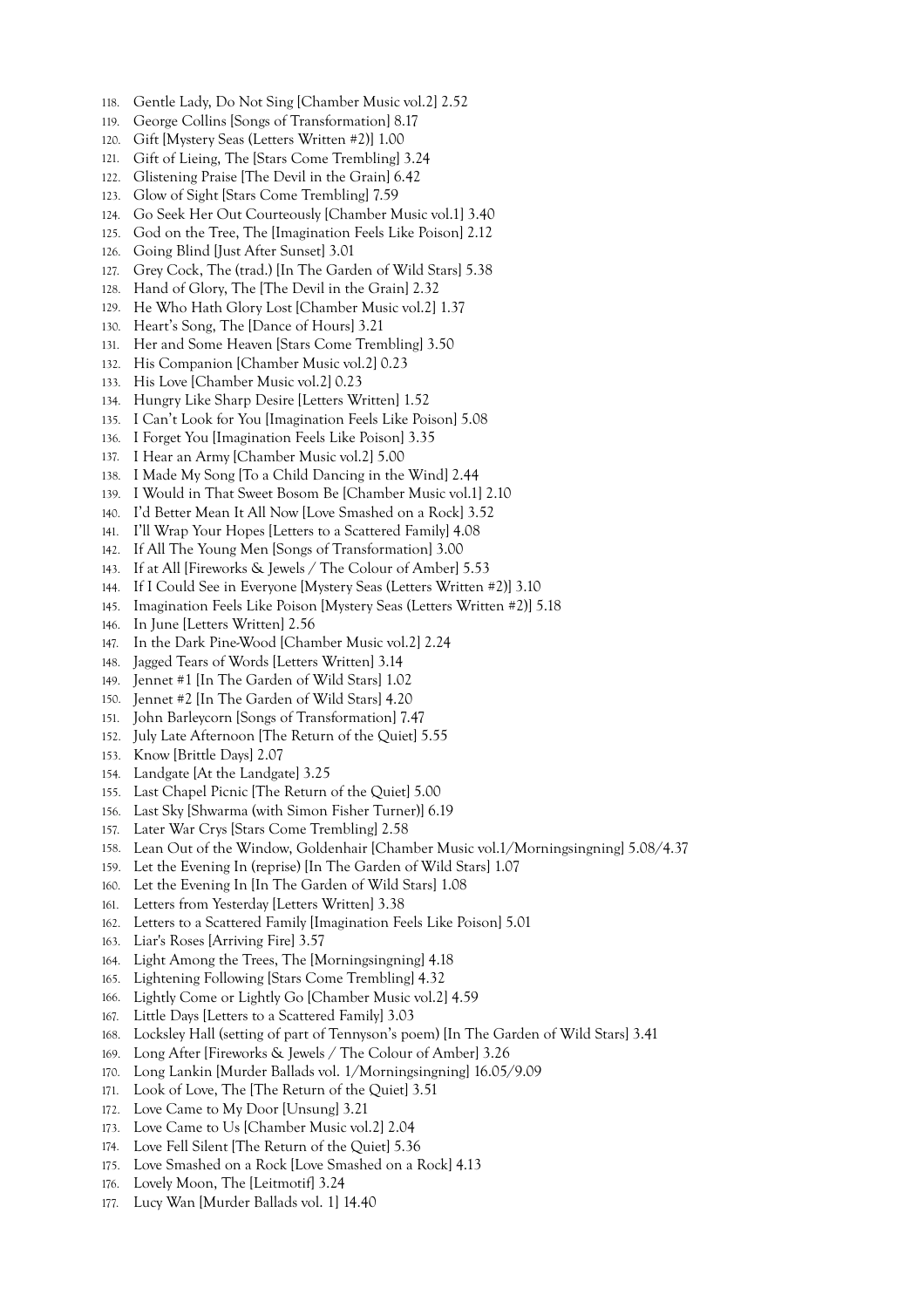118. Gentle Lady, Do Not Sing [Chamber Music vol.2] 2.52
119. George Collins [Songs of Transformation] 8.17
120. Gift [Mystery Seas (Letters Written #2)] 1.00
121. Gift of Lieing, The [Stars Come Trembling] 3.24
122. Glistening Praise [The Devil in the Grain] 6.42
123. Glow of Sight [Stars Come Trembling] 7.59
124. Go Seek Her Out Courteously [Chamber Music vol.1] 3.40
125. God on the Tree, The [Imagination Feels Like Poison] 2.12
126. Going Blind [Just After Sunset] 3.01
127. Grey Cock, The (trad.) [In The Garden of Wild Stars] 5.38
128. Hand of Glory, The [The Devil in the Grain] 2.32
129. He Who Hath Glory Lost [Chamber Music vol.2] 1.37
130. Heart's Song, The [Dance of Hours] 3.21
131. Her and Some Heaven [Stars Come Trembling] 3.50
132. His Companion [Chamber Music vol.2] 0.23
133. His Love [Chamber Music vol.2] 0.23
134. Hungry Like Sharp Desire [Letters Written] 1.52
135. I Can't Look for You [Imagination Feels Like Poison] 5.08
136. I Forget You [Imagination Feels Like Poison] 3.35
137. I Hear an Army [Chamber Music vol.2] 5.00
138. I Made My Song [To a Child Dancing in the Wind] 2.44
139. I Would in That Sweet Bosom Be [Chamber Music vol.1] 2.10
140. I'd Better Mean It All Now [Love Smashed on a Rock] 3.52
141. I'll Wrap Your Hopes [Letters to a Scattered Family] 4.08
142. If All The Young Men [Songs of Transformation] 3.00
143. If at All [Fireworks & Jewels / The Colour of Amber] 5.53
144. If I Could See in Everyone [Mystery Seas (Letters Written #2)] 3.10
145. Imagination Feels Like Poison [Mystery Seas (Letters Written #2)] 5.18
146. In June [Letters Written] 2.56
147. In the Dark Pine-Wood [Chamber Music vol.2] 2.24
148. Jagged Tears of Words [Letters Written] 3.14
149. Jennet #1 [In The Garden of Wild Stars] 1.02
150. Jennet #2 [In The Garden of Wild Stars] 4.20
151. John Barleycorn [Songs of Transformation] 7.47
152. July Late Afternoon [The Return of the Quiet] 5.55
153. Know [Brittle Days] 2.07
154. Landgate [At the Landgate] 3.25
155. Last Chapel Picnic [The Return of the Quiet] 5.00
156. Last Sky [Shwarma (with Simon Fisher Turner)] 6.19
157. Later War Crys [Stars Come Trembling] 2.58
158. Lean Out of the Window, Goldenhair [Chamber Music vol.1/Morningsingning] 5.08/4.37
159. Let the Evening In (reprise) [In The Garden of Wild Stars] 1.07
160. Let the Evening In [In The Garden of Wild Stars] 1.08
161. Letters from Yesterday [Letters Written] 3.38
162. Letters to a Scattered Family [Imagination Feels Like Poison] 5.01
163. Liar's Roses [Arriving Fire] 3.57
164. Light Among the Trees, The [Morningsingning] 4.18
165. Lightening Following [Stars Come Trembling] 4.32
166. Lightly Come or Lightly Go [Chamber Music vol.2] 4.59
167. Little Days [Letters to a Scattered Family] 3.03
168. Locksley Hall (setting of part of Tennyson's poem) [In The Garden of Wild Stars] 3.41
169. Long After [Fireworks & Jewels / The Colour of Amber] 3.26
170. Long Lankin [Murder Ballads vol. 1/Morningsingning] 16.05/9.09
171. Look of Love, The [The Return of the Quiet] 3.51
172. Love Came to My Door [Unsung] 3.21
173. Love Came to Us [Chamber Music vol.2] 2.04
174. Love Fell Silent [The Return of the Quiet] 5.36
175. Love Smashed on a Rock [Love Smashed on a Rock] 4.13
176. Lovely Moon, The [Leitmotif] 3.24
177. Lucy Wan [Murder Ballads vol. 1] 14.40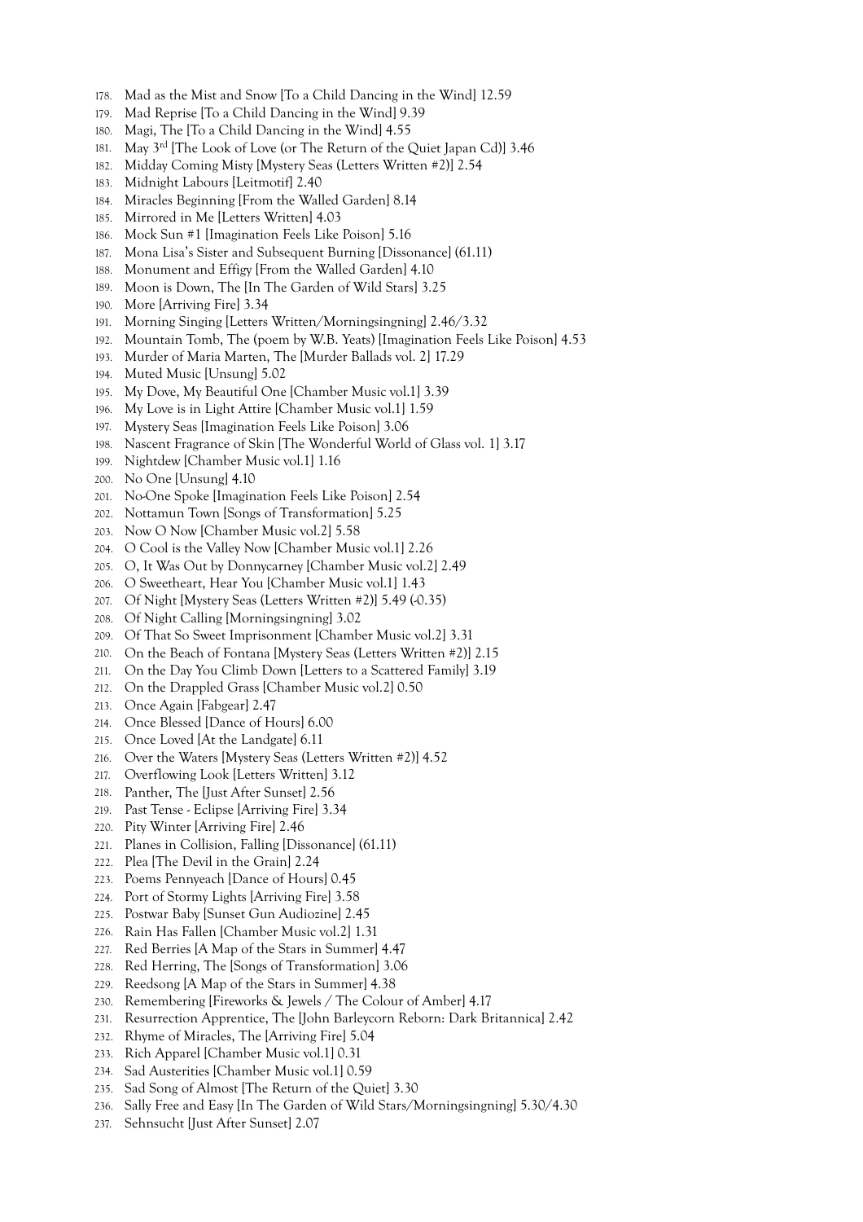178. Mad as the Mist and Snow [To a Child Dancing in the Wind] 12.59
179. Mad Reprise [To a Child Dancing in the Wind] 9.39
180. Magi, The [To a Child Dancing in the Wind] 4.55
181. May 3rd [The Look of Love (or The Return of the Quiet Japan Cd)] 3.46
182. Midday Coming Misty [Mystery Seas (Letters Written #2)] 2.54
183. Midnight Labours [Leitmotif] 2.40
184. Miracles Beginning [From the Walled Garden] 8.14
185. Mirrored in Me [Letters Written] 4.03
186. Mock Sun #1 [Imagination Feels Like Poison] 5.16
187. Mona Lisa's Sister and Subsequent Burning [Dissonance] (61.11)
188. Monument and Effigy [From the Walled Garden] 4.10
189. Moon is Down, The [In The Garden of Wild Stars] 3.25
190. More [Arriving Fire] 3.34
191. Morning Singing [Letters Written/Morningsingning] 2.46/3.32
192. Mountain Tomb, The (poem by W.B. Yeats) [Imagination Feels Like Poison] 4.53
193. Murder of Maria Marten, The [Murder Ballads vol. 2] 17.29
194. Muted Music [Unsung] 5.02
195. My Dove, My Beautiful One [Chamber Music vol.1] 3.39
196. My Love is in Light Attire [Chamber Music vol.1] 1.59
197. Mystery Seas [Imagination Feels Like Poison] 3.06
198. Nascent Fragrance of Skin [The Wonderful World of Glass vol. 1] 3.17
199. Nightdew [Chamber Music vol.1] 1.16
200. No One [Unsung] 4.10
201. No-One Spoke [Imagination Feels Like Poison] 2.54
202. Nottamun Town [Songs of Transformation] 5.25
203. Now O Now [Chamber Music vol.2] 5.58
204. O Cool is the Valley Now [Chamber Music vol.1] 2.26
205. O, It Was Out by Donnycarney [Chamber Music vol.2] 2.49
206. O Sweetheart, Hear You [Chamber Music vol.1] 1.43
207. Of Night [Mystery Seas (Letters Written #2)] 5.49 (-0.35)
208. Of Night Calling [Morningsingning] 3.02
209. Of That So Sweet Imprisonment [Chamber Music vol.2] 3.31
210. On the Beach of Fontana [Mystery Seas (Letters Written #2)] 2.15
211. On the Day You Climb Down [Letters to a Scattered Family] 3.19
212. On the Drappled Grass [Chamber Music vol.2] 0.50
213. Once Again [Fabgear] 2.47
214. Once Blessed [Dance of Hours] 6.00
215. Once Loved [At the Landgate] 6.11
216. Over the Waters [Mystery Seas (Letters Written #2)] 4.52
217. Overflowing Look [Letters Written] 3.12
218. Panther, The [Just After Sunset] 2.56
219. Past Tense - Eclipse [Arriving Fire] 3.34
220. Pity Winter [Arriving Fire] 2.46
221. Planes in Collision, Falling [Dissonance] (61.11)
222. Plea [The Devil in the Grain] 2.24
223. Poems Pennyeach [Dance of Hours] 0.45
224. Port of Stormy Lights [Arriving Fire] 3.58
225. Postwar Baby [Sunset Gun Audiozine] 2.45
226. Rain Has Fallen [Chamber Music vol.2] 1.31
227. Red Berries [A Map of the Stars in Summer] 4.47
228. Red Herring, The [Songs of Transformation] 3.06
229. Reedsong [A Map of the Stars in Summer] 4.38
230. Remembering [Fireworks & Jewels / The Colour of Amber] 4.17
231. Resurrection Apprentice, The [John Barleycorn Reborn: Dark Britannica] 2.42
232. Rhyme of Miracles, The [Arriving Fire] 5.04
233. Rich Apparel [Chamber Music vol.1] 0.31
234. Sad Austerities [Chamber Music vol.1] 0.59
235. Sad Song of Almost [The Return of the Quiet] 3.30
236. Sally Free and Easy [In The Garden of Wild Stars/Morningsingning] 5.30/4.30
237. Sehnsucht [Just After Sunset] 2.07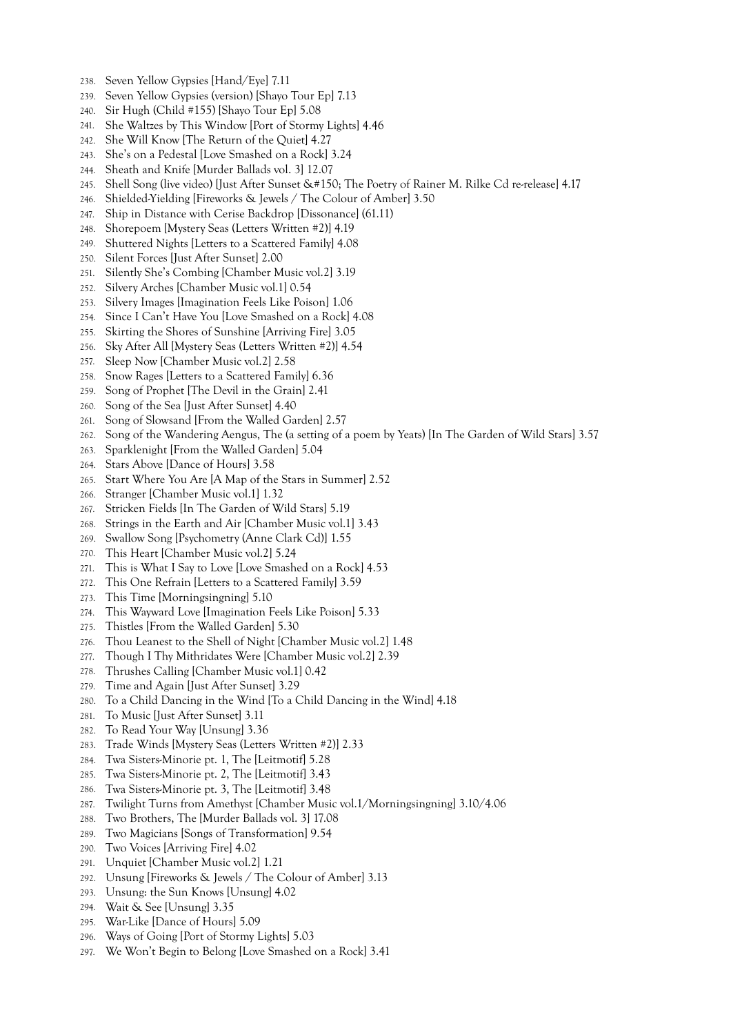238. Seven Yellow Gypsies [Hand/Eye] 7.11
239. Seven Yellow Gypsies (version) [Shayo Tour Ep] 7.13
240. Sir Hugh (Child #155) [Shayo Tour Ep] 5.08
241. She Waltzes by This Window [Port of Stormy Lights] 4.46
242. She Will Know [The Return of the Quiet] 4.27
243. She's on a Pedestal [Love Smashed on a Rock] 3.24
244. Sheath and Knife [Murder Ballads vol. 3] 12.07
245. Shell Song (live video) [Just After Sunset &#150; The Poetry of Rainer M. Rilke Cd re-release] 4.17
246. Shielded-Yielding [Fireworks & Jewels / The Colour of Amber] 3.50
247. Ship in Distance with Cerise Backdrop [Dissonance] (61.11)
248. Shorepoem [Mystery Seas (Letters Written #2)] 4.19
249. Shuttered Nights [Letters to a Scattered Family] 4.08
250. Silent Forces [Just After Sunset] 2.00
251. Silently She's Combing [Chamber Music vol.2] 3.19
252. Silvery Arches [Chamber Music vol.1] 0.54
253. Silvery Images [Imagination Feels Like Poison] 1.06
254. Since I Can't Have You [Love Smashed on a Rock] 4.08
255. Skirting the Shores of Sunshine [Arriving Fire] 3.05
256. Sky After All [Mystery Seas (Letters Written #2)] 4.54
257. Sleep Now [Chamber Music vol.2] 2.58
258. Snow Rages [Letters to a Scattered Family] 6.36
259. Song of Prophet [The Devil in the Grain] 2.41
260. Song of the Sea [Just After Sunset] 4.40
261. Song of Slowsand [From the Walled Garden] 2.57
262. Song of the Wandering Aengus, The (a setting of a poem by Yeats) [In The Garden of Wild Stars] 3.57
263. Sparklenight [From the Walled Garden] 5.04
264. Stars Above [Dance of Hours] 3.58
265. Start Where You Are [A Map of the Stars in Summer] 2.52
266. Stranger [Chamber Music vol.1] 1.32
267. Stricken Fields [In The Garden of Wild Stars] 5.19
268. Strings in the Earth and Air [Chamber Music vol.1] 3.43
269. Swallow Song [Psychometry (Anne Clark Cd)] 1.55
270. This Heart [Chamber Music vol.2] 5.24
271. This is What I Say to Love [Love Smashed on a Rock] 4.53
272. This One Refrain [Letters to a Scattered Family] 3.59
273. This Time [Morningsingning] 5.10
274. This Wayward Love [Imagination Feels Like Poison] 5.33
275. Thistles [From the Walled Garden] 5.30
276. Thou Leanest to the Shell of Night [Chamber Music vol.2] 1.48
277. Though I Thy Mithridates Were [Chamber Music vol.2] 2.39
278. Thrushes Calling [Chamber Music vol.1] 0.42
279. Time and Again [Just After Sunset] 3.29
280. To a Child Dancing in the Wind [To a Child Dancing in the Wind] 4.18
281. To Music [Just After Sunset] 3.11
282. To Read Your Way [Unsung] 3.36
283. Trade Winds [Mystery Seas (Letters Written #2)] 2.33
284. Twa Sisters-Minorie pt. 1, The [Leitmotif] 5.28
285. Twa Sisters-Minorie pt. 2, The [Leitmotif] 3.43
286. Twa Sisters-Minorie pt. 3, The [Leitmotif] 3.48
287. Twilight Turns from Amethyst [Chamber Music vol.1/Morningsingning] 3.10/4.06
288. Two Brothers, The [Murder Ballads vol. 3] 17.08
289. Two Magicians [Songs of Transformation] 9.54
290. Two Voices [Arriving Fire] 4.02
291. Unquiet [Chamber Music vol.2] 1.21
292. Unsung [Fireworks & Jewels / The Colour of Amber] 3.13
293. Unsung: the Sun Knows [Unsung] 4.02
294. Wait & See [Unsung] 3.35
295. War-Like [Dance of Hours] 5.09
296. Ways of Going [Port of Stormy Lights] 5.03
297. We Won't Begin to Belong [Love Smashed on a Rock] 3.41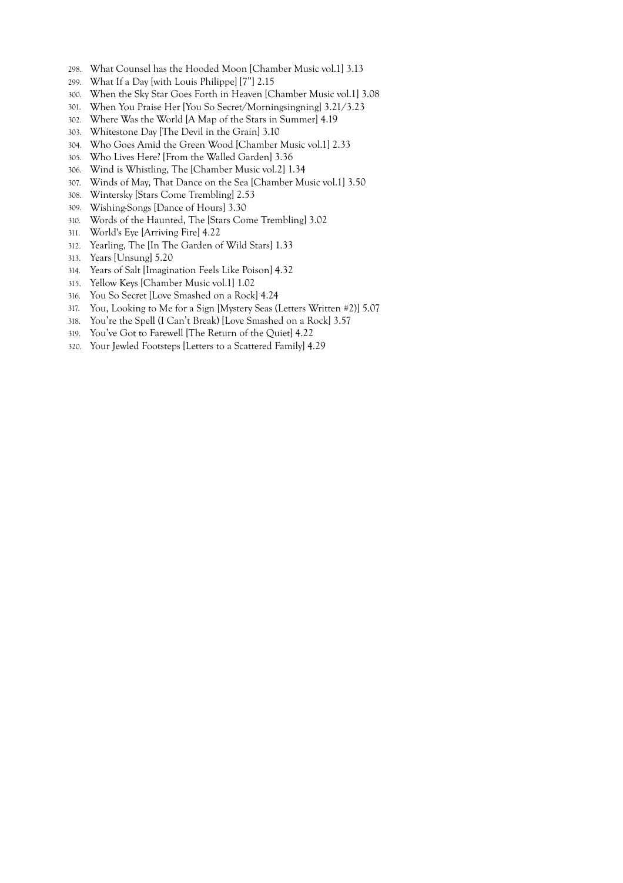298. What Counsel has the Hooded Moon [Chamber Music vol.1] 3.13
299. What If a Day [with Louis Philippe] [7"] 2.15
300. When the Sky Star Goes Forth in Heaven [Chamber Music vol.1] 3.08
301. When You Praise Her [You So Secret/Morningsingning] 3.21/3.23
302. Where Was the World [A Map of the Stars in Summer] 4.19
303. Whitestone Day [The Devil in the Grain] 3.10
304. Who Goes Amid the Green Wood [Chamber Music vol.1] 2.33
305. Who Lives Here? [From the Walled Garden] 3.36
306. Wind is Whistling, The [Chamber Music vol.2] 1.34
307. Winds of May, That Dance on the Sea [Chamber Music vol.1] 3.50
308. Wintersky [Stars Come Trembling] 2.53
309. Wishing-Songs [Dance of Hours] 3.30
310. Words of the Haunted, The [Stars Come Trembling] 3.02
311. World's Eye [Arriving Fire] 4.22
312. Yearling, The [In The Garden of Wild Stars] 1.33
313. Years [Unsung] 5.20
314. Years of Salt [Imagination Feels Like Poison] 4.32
315. Yellow Keys [Chamber Music vol.1] 1.02
316. You So Secret [Love Smashed on a Rock] 4.24
317. You, Looking to Me for a Sign [Mystery Seas (Letters Written #2)] 5.07
318. You're the Spell (I Can't Break) [Love Smashed on a Rock] 3.57
319. You've Got to Farewell [The Return of the Quiet] 4.22
320. Your Jewled Footsteps [Letters to a Scattered Family] 4.29